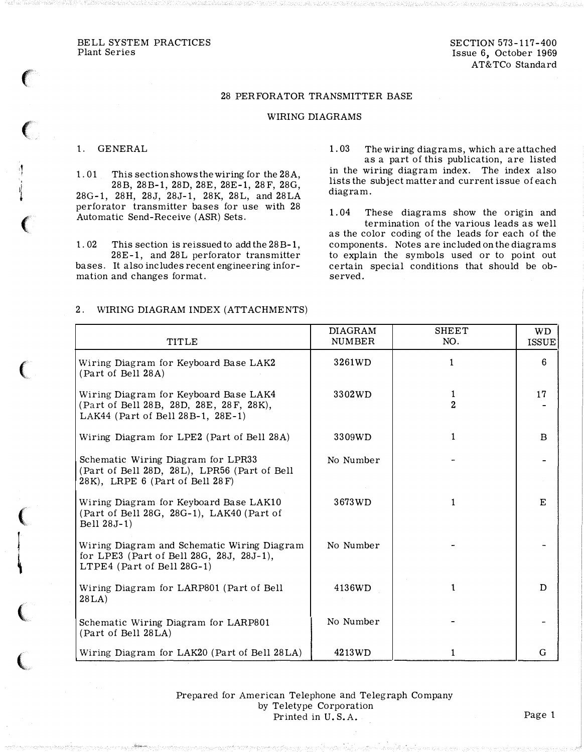BELL SYSTEM PRACTICES
Plant Series

SECTION 573-117-400
Issue 6, October 1969
AT&TCo Standard

# 28 PERFORATOR TRANSMITTER BASE

## WIRING DIAGRAMS

## 1. GENERAL

1.01 This section shows the wiring for the 28A, 28B, 28B-1, 28D, 28E, 28E-1, 28F, 28G, 28G-1, 28H, 28J, 28J-1, 28K, 28L, and 28LA perforator transmitter bases for use with 28 Automatic Send-Receive (ASR) Sets.

1.02 This section is reissued to add the 28B-1, 28E-1, and 28L perforator transmitter bases. It also includes recent engineering information and changes format.

1.03 The wiring diagrams, which are attached as a part of this publication, are listed in the wiring diagram index. The index also lists the subject matter and current issue of each diagram.

1.04 These diagrams show the origin and termination of the various leads as well as the color coding of the leads for each of the components. Notes are included on the diagrams to explain the symbols used or to point out certain special conditions that should be observed.

## 2. WIRING DIAGRAM INDEX (ATTACHMENTS)

| TITLE | DIAGRAM NUMBER | SHEET NO. | WD ISSUE |
|---|---|---|---|
| Wiring Diagram for Keyboard Base LAK2 (Part of Bell 28A) | 3261WD | 1 | 6 |
| Wiring Diagram for Keyboard Base LAK4 (Part of Bell 28B, 28D, 28E, 28F, 28K), LAK44 (Part of Bell 28B-1, 28E-1) | 3302WD | 1<br>2 | 17<br>- |
| Wiring Diagram for LPE2 (Part of Bell 28A) | 3309WD | 1 | B |
| Schematic Wiring Diagram for LPR33 (Part of Bell 28D, 28L), LPR56 (Part of Bell 28K), LRPE 6 (Part of Bell 28F) | No Number | - | - |
| Wiring Diagram for Keyboard Base LAK10 (Part of Bell 28G, 28G-1), LAK40 (Part of Bell 28J-1) | 3673WD | 1 | E |
| Wiring Diagram and Schematic Wiring Diagram for LPE3 (Part of Bell 28G, 28J, 28J-1), LTPE4 (Part of Bell 28G-1) | No Number | - | - |
| Wiring Diagram for LARP801 (Part of Bell 28LA) | 4136WD | 1 | D |
| Schematic Wiring Diagram for LARP801 (Part of Bell 28LA) | No Number | - | - |
| Wiring Diagram for LAK20 (Part of Bell 28LA) | 4213WD | 1 | G |

Prepared for American Telephone and Telegraph Company
by Teletype Corporation
Printed in U.S.A.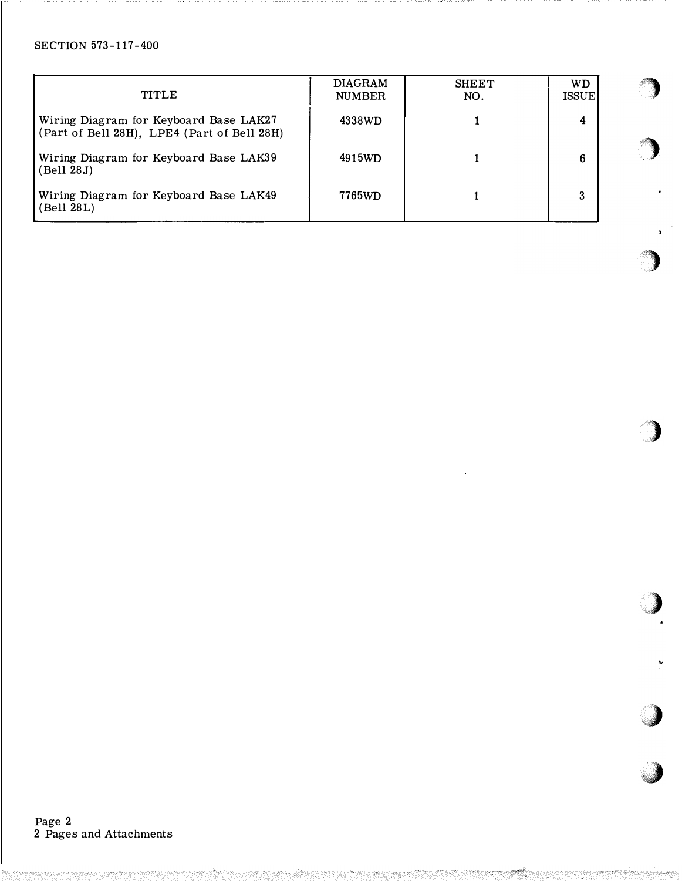| TITLE | DIAGRAM NUMBER | SHEET NO. | WD ISSUE |
|---|---|---|---|
| Wiring Diagram for Keyboard Base LAK27 (Part of Bell 28H), LPE4 (Part of Bell 28H) | 4338WD | 1 | 4 |
| Wiring Diagram for Keyboard Base LAK39 (Bell 28J) | 4915WD | 1 | 6 |
| Wiring Diagram for Keyboard Base LAK49 (Bell 28L) | 7765WD | 1 | 3 |

2 Pages and Attachments